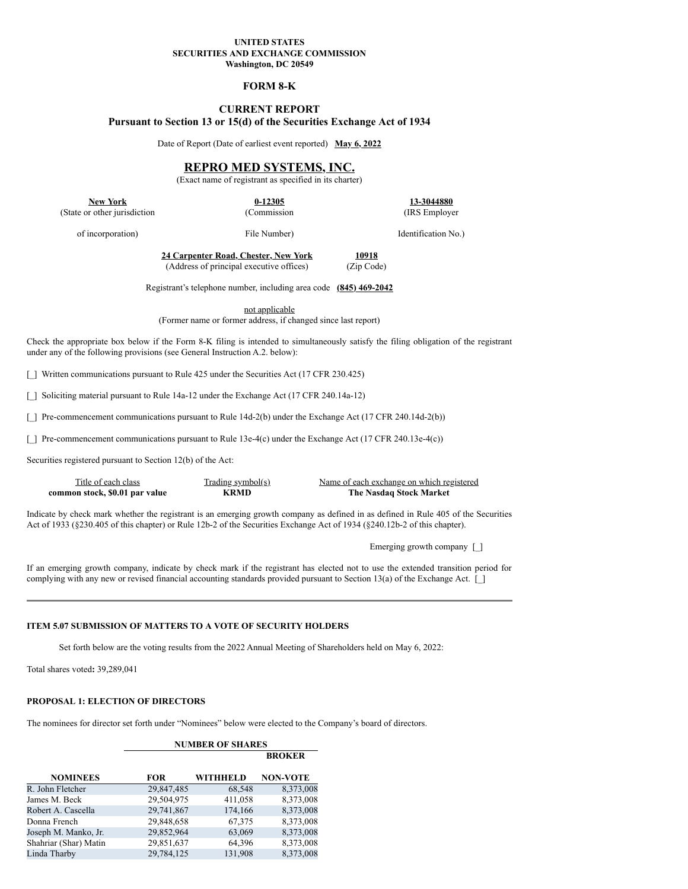**UNITED STATES**
**SECURITIES AND EXCHANGE COMMISSION**
**Washington, DC 20549**

# FORM 8-K

## CURRENT REPORT
**Pursuant to Section 13 or 15(d) of the Securities Exchange Act of 1934**

Date of Report (Date of earliest event reported) **May 6, 2022**

# REPRO MED SYSTEMS, INC.
(Exact name of registrant as specified in its charter)

| **New York** | **0-12305** | **13-3044880** |
|---|---|---|
| (State or other jurisdiction of incorporation) | (Commission File Number) | (IRS Employer Identification No.) |

| **24 Carpenter Road, Chester, New York** | **10918** |
|---|---|
| (Address of principal executive offices) | (Zip Code) |

Registrant's telephone number, including area code **(845) 469-2042**

not applicable
(Former name or former address, if changed since last report)

Check the appropriate box below if the Form 8-K filing is intended to simultaneously satisfy the filing obligation of the registrant under any of the following provisions (see General Instruction A.2. below):

[_] Written communications pursuant to Rule 425 under the Securities Act (17 CFR 230.425)

[_] Soliciting material pursuant to Rule 14a-12 under the Exchange Act (17 CFR 240.14a-12)

[_] Pre-commencement communications pursuant to Rule 14d-2(b) under the Exchange Act (17 CFR 240.14d-2(b))

[_] Pre-commencement communications pursuant to Rule 13e-4(c) under the Exchange Act (17 CFR 240.13e-4(c))

Securities registered pursuant to Section 12(b) of the Act:

| Title of each class | Trading symbol(s) | Name of each exchange on which registered |
|---|---|---|
| **common stock, $0.01 par value** | **KRMD** | **The Nasdaq Stock Market** |

Indicate by check mark whether the registrant is an emerging growth company as defined in as defined in Rule 405 of the Securities Act of 1933 (§230.405 of this chapter) or Rule 12b-2 of the Securities Exchange Act of 1934 (§240.12b-2 of this chapter).

Emerging growth company [_]

If an emerging growth company, indicate by check mark if the registrant has elected not to use the extended transition period for complying with any new or revised financial accounting standards provided pursuant to Section 13(a) of the Exchange Act. [_]

---

### ITEM 5.07 SUBMISSION OF MATTERS TO A VOTE OF SECURITY HOLDERS

Set forth below are the voting results from the 2022 Annual Meeting of Shareholders held on May 6, 2022:

Total shares voted**:** 39,289,041

### PROPOSAL 1: ELECTION OF DIRECTORS

The nominees for director set forth under "Nominees" below were elected to the Company's board of directors.

| | **NUMBER OF SHARES** | | |
|---|---|---|---|
| **NOMINEES** | **FOR** | **WITHHELD** | **BROKER NON-VOTE** |
| R. John Fletcher | 29,847,485 | 68,548 | 8,373,008 |
| James M. Beck | 29,504,975 | 411,058 | 8,373,008 |
| Robert A. Cascella | 29,741,867 | 174,166 | 8,373,008 |
| Donna French | 29,848,658 | 67,375 | 8,373,008 |
| Joseph M. Manko, Jr. | 29,852,964 | 63,069 | 8,373,008 |
| Shahriar (Shar) Matin | 29,851,637 | 64,396 | 8,373,008 |
| Linda Tharby | 29,784,125 | 131,908 | 8,373,008 |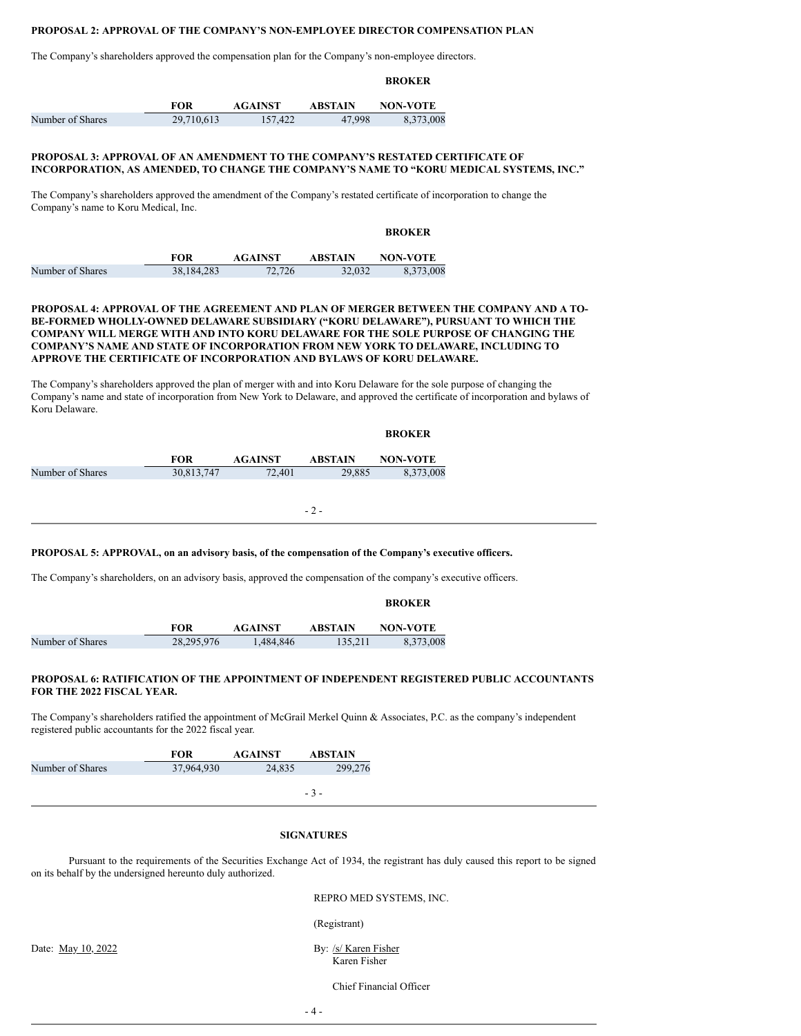**PROPOSAL 2: APPROVAL OF THE COMPANY'S NON-EMPLOYEE DIRECTOR COMPENSATION PLAN**

The Company's shareholders approved the compensation plan for the Company's non-employee directors.

| | FOR | AGAINST | ABSTAIN | BROKER NON-VOTE |
|---|---|---|---|---|
| Number of Shares | 29,710,613 | 157,422 | 47,998 | 8,373,008 |

**PROPOSAL 3: APPROVAL OF AN AMENDMENT TO THE COMPANY'S RESTATED CERTIFICATE OF INCORPORATION, AS AMENDED, TO CHANGE THE COMPANY'S NAME TO "KORU MEDICAL SYSTEMS, INC."**

The Company's shareholders approved the amendment of the Company's restated certificate of incorporation to change the Company's name to Koru Medical, Inc.

| | FOR | AGAINST | ABSTAIN | BROKER NON-VOTE |
|---|---|---|---|---|
| Number of Shares | 38,184,283 | 72,726 | 32,032 | 8,373,008 |

**PROPOSAL 4: APPROVAL OF THE AGREEMENT AND PLAN OF MERGER BETWEEN THE COMPANY AND A TO-BE-FORMED WHOLLY-OWNED DELAWARE SUBSIDIARY ("KORU DELAWARE"), PURSUANT TO WHICH THE COMPANY WILL MERGE WITH AND INTO KORU DELAWARE FOR THE SOLE PURPOSE OF CHANGING THE COMPANY'S NAME AND STATE OF INCORPORATION FROM NEW YORK TO DELAWARE, INCLUDING TO APPROVE THE CERTIFICATE OF INCORPORATION AND BYLAWS OF KORU DELAWARE.**

The Company's shareholders approved the plan of merger with and into Koru Delaware for the sole purpose of changing the Company's name and state of incorporation from New York to Delaware, and approved the certificate of incorporation and bylaws of Koru Delaware.

| | FOR | AGAINST | ABSTAIN | BROKER NON-VOTE |
|---|---|---|---|---|
| Number of Shares | 30,813,747 | 72,401 | 29,885 | 8,373,008 |

**PROPOSAL 5: APPROVAL, on an advisory basis, of the compensation of the Company's executive officers.**

The Company's shareholders, on an advisory basis, approved the compensation of the company's executive officers.

| | FOR | AGAINST | ABSTAIN | BROKER NON-VOTE |
|---|---|---|---|---|
| Number of Shares | 28,295,976 | 1,484,846 | 135,211 | 8,373,008 |

**PROPOSAL 6: RATIFICATION OF THE APPOINTMENT OF INDEPENDENT REGISTERED PUBLIC ACCOUNTANTS FOR THE 2022 FISCAL YEAR.**

The Company's shareholders ratified the appointment of McGrail Merkel Quinn & Associates, P.C. as the company's independent registered public accountants for the 2022 fiscal year.

| | FOR | AGAINST | ABSTAIN |
|---|---|---|---|
| Number of Shares | 37,964,930 | 24,835 | 299,276 |

**SIGNATURES**

Pursuant to the requirements of the Securities Exchange Act of 1934, the registrant has duly caused this report to be signed on its behalf by the undersigned hereunto duly authorized.

REPRO MED SYSTEMS, INC.

(Registrant)

Date: May 10, 2022

By: /s/ Karen Fisher
Karen Fisher

Chief Financial Officer